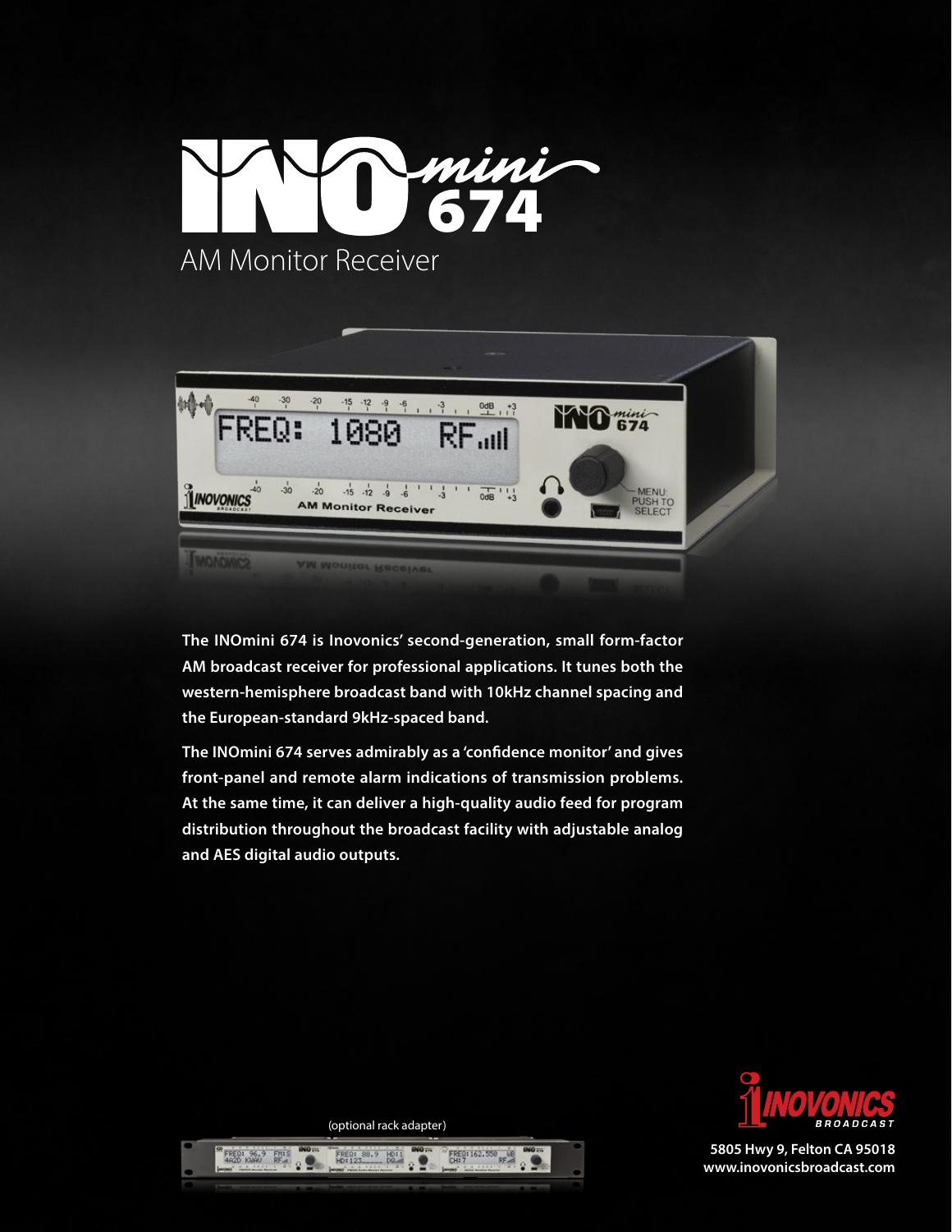# INOmini 674

## AM Monitor Receiver

**The INOmini 674 is Inovonics' second-generation, small form-factor AM broadcast receiver for professional applications. It tunes both the western-hemisphere broadcast band with 10kHz channel spacing and the European-standard 9kHz-spaced band.**

**The INOmini 674 serves admirably as a 'confidence monitor' and gives front-panel and remote alarm indications of transmission problems. At the same time, it can deliver a high-quality audio feed for program distribution throughout the broadcast facility with adjustable analog and AES digital audio outputs.**

(optional rack adapter)

INOVONICS BROADCAST

**5805 Hwy 9, Felton CA 95018**
**www.inovonicsbroadcast.com**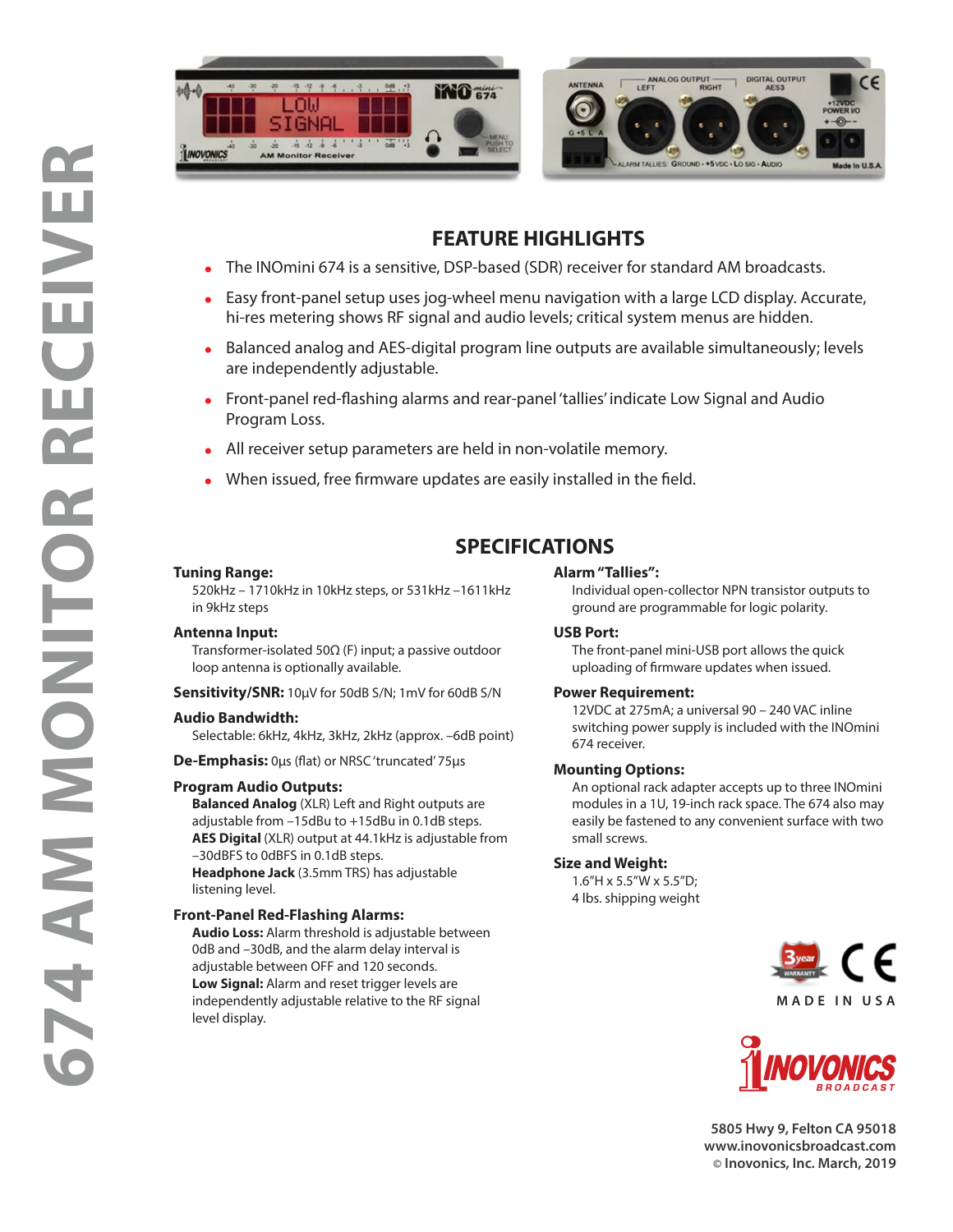# 674 AM MONITOR RECEIVER

## FEATURE HIGHLIGHTS

- The INOmini 674 is a sensitive, DSP-based (SDR) receiver for standard AM broadcasts.
- Easy front-panel setup uses jog-wheel menu navigation with a large LCD display. Accurate, hi-res metering shows RF signal and audio levels; critical system menus are hidden.
- Balanced analog and AES-digital program line outputs are available simultaneously; levels are independently adjustable.
- Front-panel red-flashing alarms and rear-panel 'tallies' indicate Low Signal and Audio Program Loss.
- All receiver setup parameters are held in non-volatile memory.
- When issued, free firmware updates are easily installed in the field.

## SPECIFICATIONS

**Tuning Range:**
520kHz – 1710kHz in 10kHz steps, or 531kHz –1611kHz in 9kHz steps

**Antenna Input:**
Transformer-isolated 50Ω (F) input; a passive outdoor loop antenna is optionally available.

**Sensitivity/SNR:** 10µV for 50dB S/N; 1mV for 60dB S/N

**Audio Bandwidth:**
Selectable: 6kHz, 4kHz, 3kHz, 2kHz (approx. –6dB point)

**De-Emphasis:** 0µs (flat) or NRSC 'truncated' 75µs

**Program Audio Outputs:**
**Balanced Analog** (XLR) Left and Right outputs are adjustable from –15dBu to +15dBu in 0.1dB steps.
**AES Digital** (XLR) output at 44.1kHz is adjustable from –30dBFS to 0dBFS in 0.1dB steps.
**Headphone Jack** (3.5mm TRS) has adjustable listening level.

**Front-Panel Red-Flashing Alarms:**
**Audio Loss:** Alarm threshold is adjustable between 0dB and –30dB, and the alarm delay interval is adjustable between OFF and 120 seconds.
**Low Signal:** Alarm and reset trigger levels are independently adjustable relative to the RF signal level display.

**Alarm "Tallies":**
Individual open-collector NPN transistor outputs to ground are programmable for logic polarity.

**USB Port:**
The front-panel mini-USB port allows the quick uploading of firmware updates when issued.

**Power Requirement:**
12VDC at 275mA; a universal 90 – 240 VAC inline switching power supply is included with the INOmini 674 receiver.

**Mounting Options:**
An optional rack adapter accepts up to three INOmini modules in a 1U, 19-inch rack space. The 674 also may easily be fastened to any convenient surface with two small screws.

**Size and Weight:**
1.6"H x 5.5"W x 5.5"D;
4 lbs. shipping weight

MADE IN USA

INOVONICS BROADCAST

5805 Hwy 9, Felton CA 95018
www.inovonicsbroadcast.com
© Inovonics, Inc. March, 2019